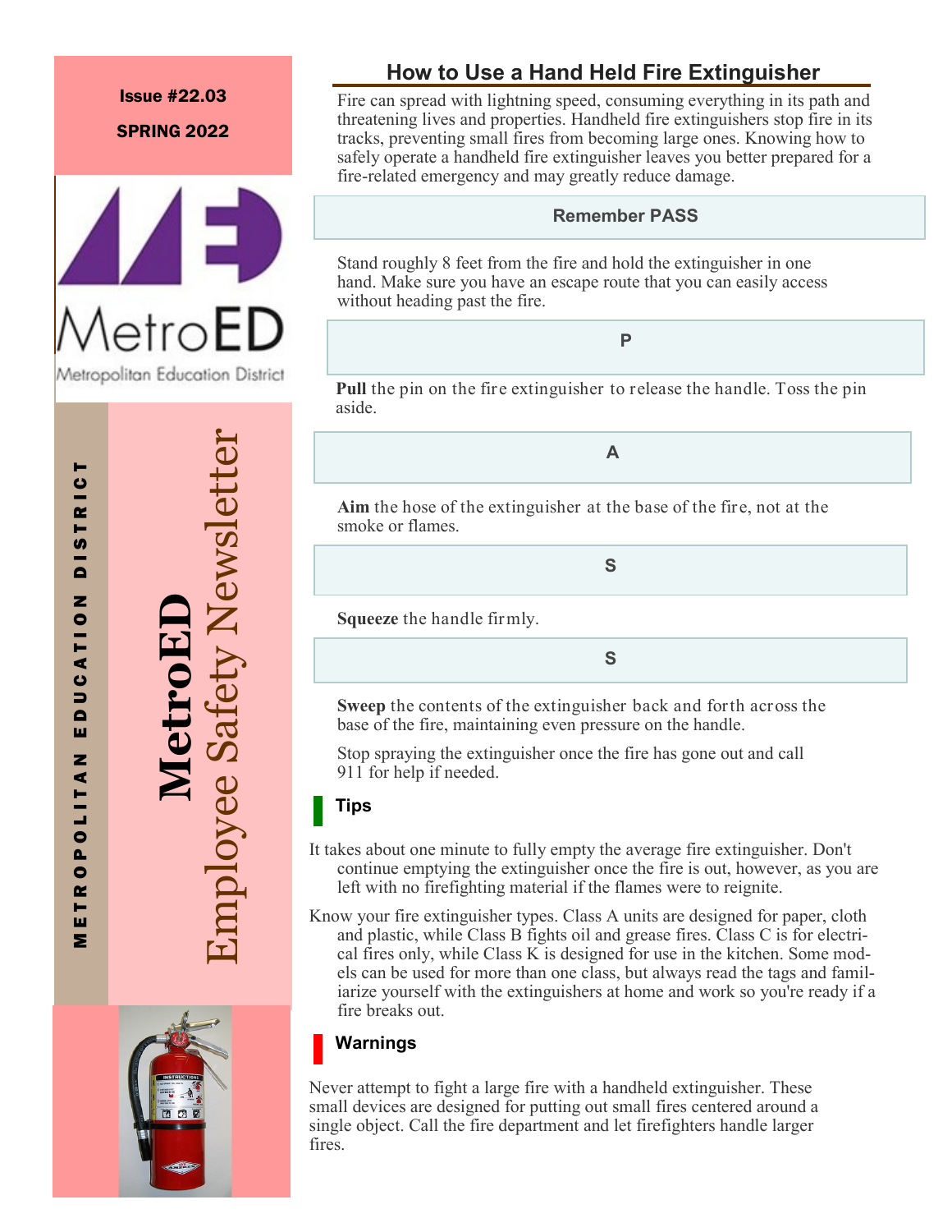Issue #22.03

SPRING 2022

MetroED

Metropolitan Education District

METROPOLITAN EDUCATION DISTRICT

**MetroED** Employee Safety Newsletter

## How to Use a Hand Held Fire Extinguisher

Fire can spread with lightning speed, consuming everything in its path and threatening lives and properties. Handheld fire extinguishers stop fire in its tracks, preventing small fires from becoming large ones. Knowing how to safely operate a handheld fire extinguisher leaves you better prepared for a fire-related emergency and may greatly reduce damage.

### Remember PASS

Stand roughly 8 feet from the fire and hold the extinguisher in one hand. Make sure you have an escape route that you can easily access without heading past the fire.

### P

**Pull** the pin on the fire extinguisher to release the handle. Toss the pin aside.

### A

**Aim** the hose of the extinguisher at the base of the fire, not at the smoke or flames.

### S

**Squeeze** the handle firmly.

### S

**Sweep** the contents of the extinguisher back and forth across the base of the fire, maintaining even pressure on the handle.

Stop spraying the extinguisher once the fire has gone out and call 911 for help if needed.

### Tips

It takes about one minute to fully empty the average fire extinguisher. Don't continue emptying the extinguisher once the fire is out, however, as you are left with no firefighting material if the flames were to reignite.

Know your fire extinguisher types. Class A units are designed for paper, cloth and plastic, while Class B fights oil and grease fires. Class C is for electrical fires only, while Class K is designed for use in the kitchen. Some models can be used for more than one class, but always read the tags and familiarize yourself with the extinguishers at home and work so you're ready if a fire breaks out.

### Warnings

Never attempt to fight a large fire with a handheld extinguisher. These small devices are designed for putting out small fires centered around a single object. Call the fire department and let firefighters handle larger fires.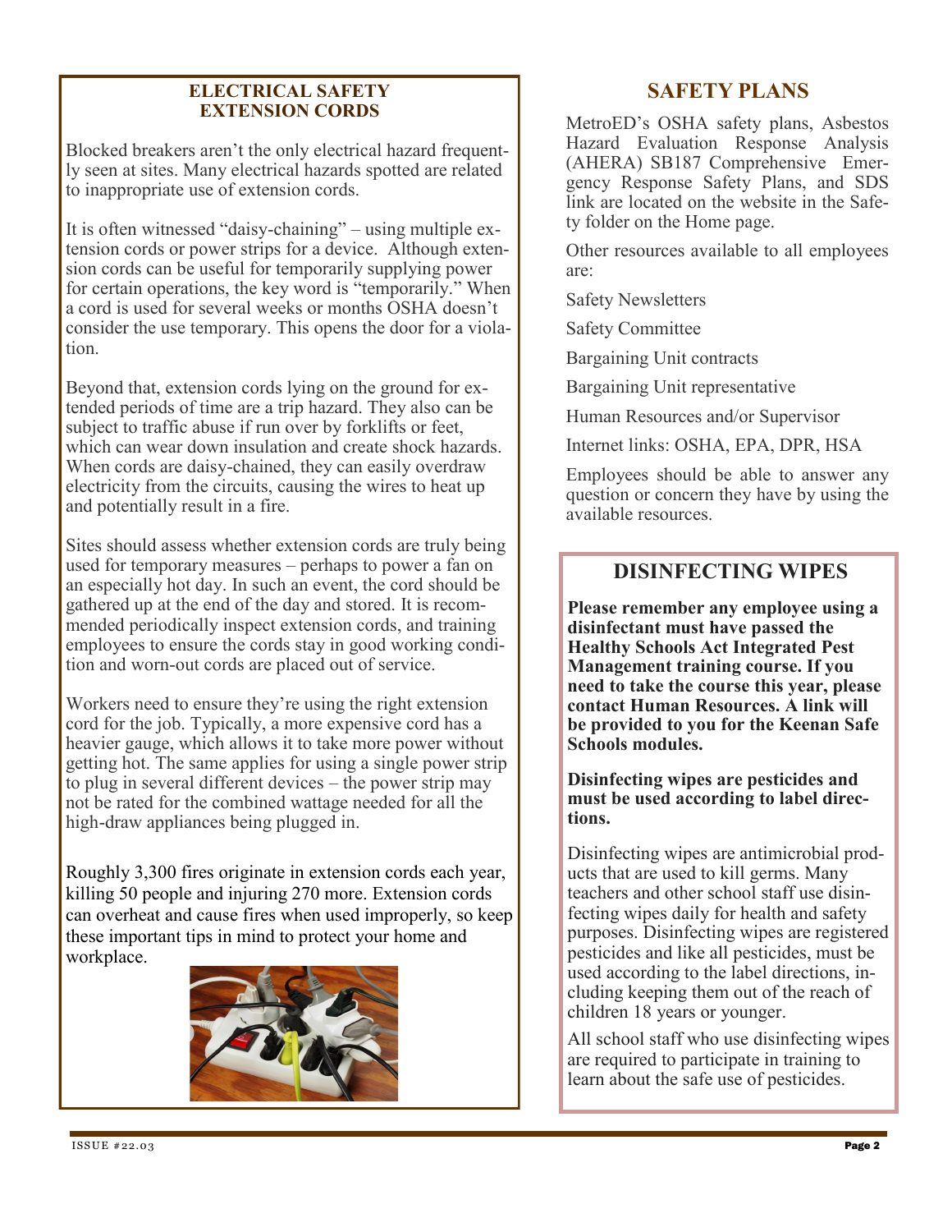## ELECTRICAL SAFETY
## EXTENSION CORDS

Blocked breakers aren't the only electrical hazard frequently seen at sites. Many electrical hazards spotted are related to inappropriate use of extension cords.

It is often witnessed "daisy-chaining" – using multiple extension cords or power strips for a device. Although extension cords can be useful for temporarily supplying power for certain operations, the key word is "temporarily." When a cord is used for several weeks or months OSHA doesn't consider the use temporary. This opens the door for a violation.

Beyond that, extension cords lying on the ground for extended periods of time are a trip hazard. They also can be subject to traffic abuse if run over by forklifts or feet, which can wear down insulation and create shock hazards. When cords are daisy-chained, they can easily overdraw electricity from the circuits, causing the wires to heat up and potentially result in a fire.

Sites should assess whether extension cords are truly being used for temporary measures – perhaps to power a fan on an especially hot day. In such an event, the cord should be gathered up at the end of the day and stored. It is recommended periodically inspect extension cords, and training employees to ensure the cords stay in good working condition and worn-out cords are placed out of service.

Workers need to ensure they're using the right extension cord for the job. Typically, a more expensive cord has a heavier gauge, which allows it to take more power without getting hot. The same applies for using a single power strip to plug in several different devices – the power strip may not be rated for the combined wattage needed for all the high-draw appliances being plugged in.

Roughly 3,300 fires originate in extension cords each year, killing 50 people and injuring 270 more. Extension cords can overheat and cause fires when used improperly, so keep these important tips in mind to protect your home and workplace.

## SAFETY PLANS

MetroED's OSHA safety plans, Asbestos Hazard Evaluation Response Analysis (AHERA) SB187 Comprehensive Emergency Response Safety Plans, and SDS link are located on the website in the Safety folder on the Home page.

Other resources available to all employees are:

Safety Newsletters

Safety Committee

Bargaining Unit contracts

Bargaining Unit representative

Human Resources and/or Supervisor

Internet links: OSHA, EPA, DPR, HSA

Employees should be able to answer any question or concern they have by using the available resources.

## DISINFECTING WIPES

**Please remember any employee using a disinfectant must have passed the Healthy Schools Act Integrated Pest Management training course. If you need to take the course this year, please contact Human Resources. A link will be provided to you for the Keenan Safe Schools modules.**

**Disinfecting wipes are pesticides and must be used according to label directions.**

Disinfecting wipes are antimicrobial products that are used to kill germs. Many teachers and other school staff use disinfecting wipes daily for health and safety purposes. Disinfecting wipes are registered pesticides and like all pesticides, must be used according to the label directions, including keeping them out of the reach of children 18 years or younger.

All school staff who use disinfecting wipes are required to participate in training to learn about the safe use of pesticides.